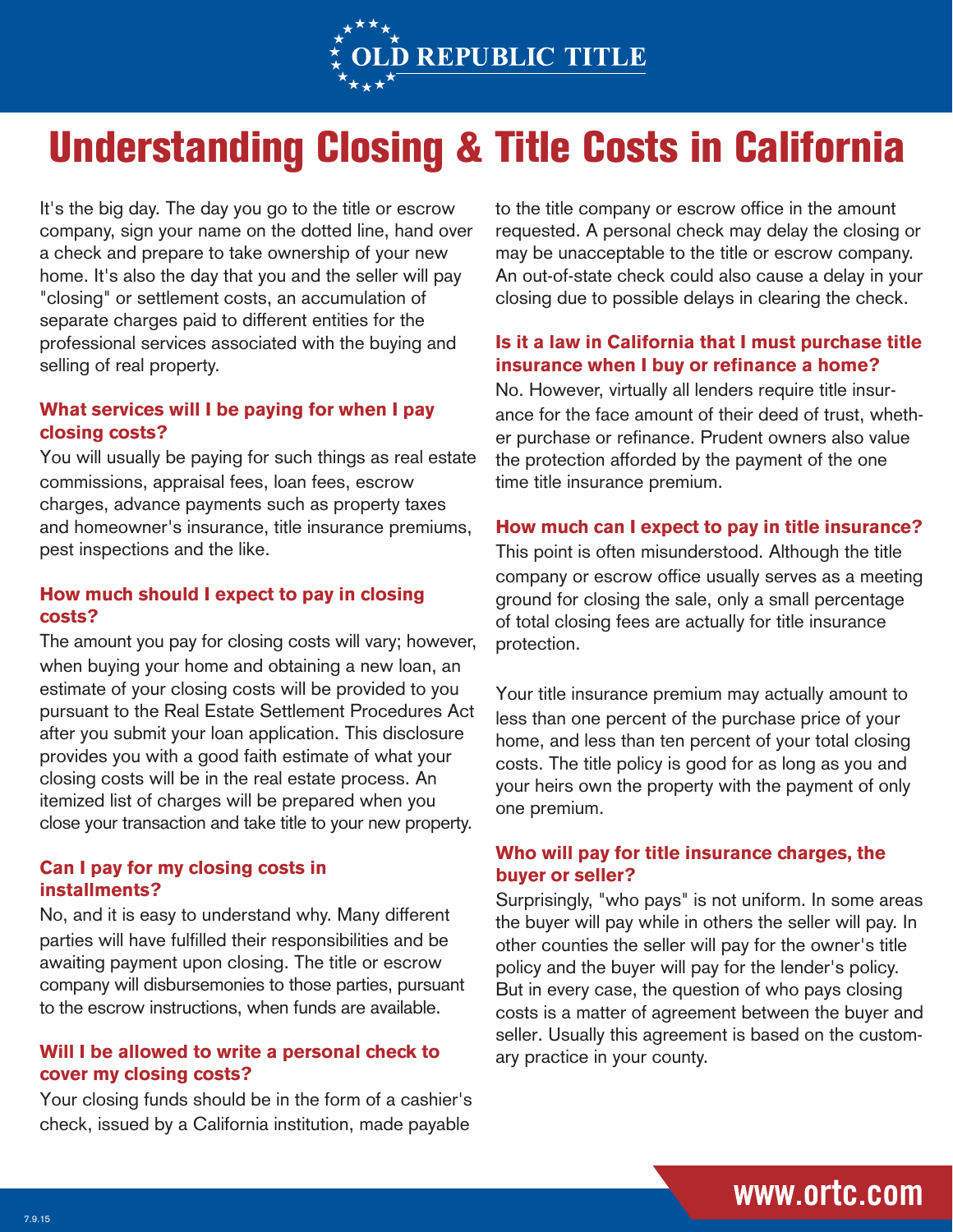# Understanding Closing & Title Costs in California

It's the big day. The day you go to the title or escrow company, sign your name on the dotted line, hand over a check and prepare to take ownership of your new home. It's also the day that you and the seller will pay "closing" or settlement costs, an accumulation of separate charges paid to different entities for the professional services associated with the buying and selling of real property.

### What services will I be paying for when I pay closing costs?

You will usually be paying for such things as real estate commissions, appraisal fees, loan fees, escrow charges, advance payments such as property taxes and homeowner's insurance, title insurance premiums, pest inspections and the like.

### How much should I expect to pay in closing costs?

The amount you pay for closing costs will vary; however, when buying your home and obtaining a new loan, an estimate of your closing costs will be provided to you pursuant to the Real Estate Settlement Procedures Act after you submit your loan application. This disclosure provides you with a good faith estimate of what your closing costs will be in the real estate process. An itemized list of charges will be prepared when you close your transaction and take title to your new property.

### Can I pay for my closing costs in installments?

No, and it is easy to understand why. Many different parties will have fulfilled their responsibilities and be awaiting payment upon closing. The title or escrow company will disbursemonies to those parties, pursuant to the escrow instructions, when funds are available.

### Will I be allowed to write a personal check to cover my closing costs?

Your closing funds should be in the form of a cashier's check, issued by a California institution, made payable to the title company or escrow office in the amount requested. A personal check may delay the closing or may be unacceptable to the title or escrow company. An out-of-state check could also cause a delay in your closing due to possible delays in clearing the check.

### Is it a law in California that I must purchase title insurance when I buy or refinance a home?

No. However, virtually all lenders require title insurance for the face amount of their deed of trust, whether purchase or refinance. Prudent owners also value the protection afforded by the payment of the one time title insurance premium.

### How much can I expect to pay in title insurance?

This point is often misunderstood. Although the title company or escrow office usually serves as a meeting ground for closing the sale, only a small percentage of total closing fees are actually for title insurance protection.

Your title insurance premium may actually amount to less than one percent of the purchase price of your home, and less than ten percent of your total closing costs. The title policy is good for as long as you and your heirs own the property with the payment of only one premium.

### Who will pay for title insurance charges, the buyer or seller?

Surprisingly, "who pays" is not uniform. In some areas the buyer will pay while in others the seller will pay. In other counties the seller will pay for the owner's title policy and the buyer will pay for the lender's policy. But in every case, the question of who pays closing costs is a matter of agreement between the buyer and seller. Usually this agreement is based on the customary practice in your county.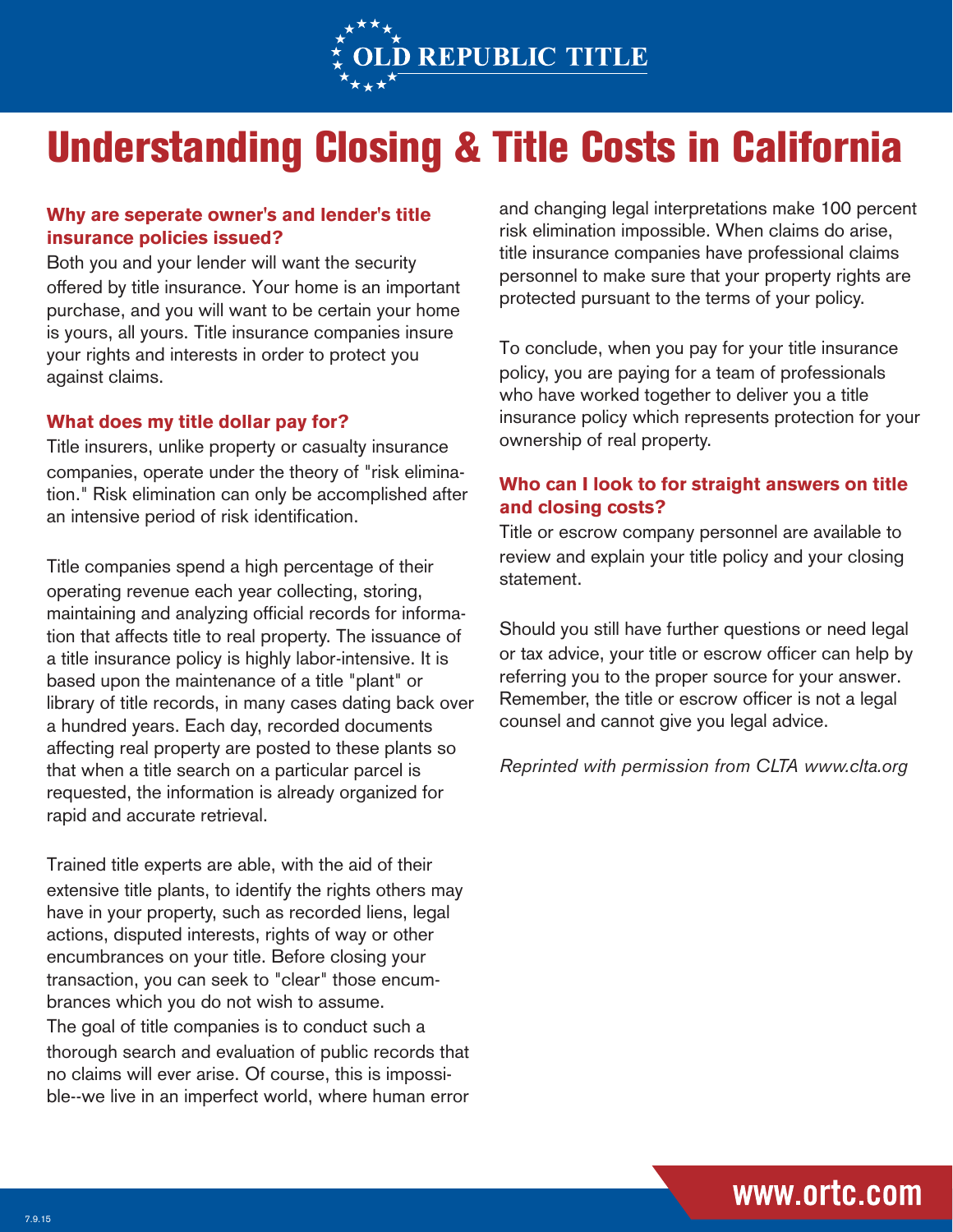# Understanding Closing & Title Costs in California

### Why are seperate owner's and lender's title insurance policies issued?

Both you and your lender will want the security offered by title insurance. Your home is an important purchase, and you will want to be certain your home is yours, all yours. Title insurance companies insure your rights and interests in order to protect you against claims.

### What does my title dollar pay for?

Title insurers, unlike property or casualty insurance companies, operate under the theory of "risk elimination." Risk elimination can only be accomplished after an intensive period of risk identification.

Title companies spend a high percentage of their operating revenue each year collecting, storing, maintaining and analyzing official records for information that affects title to real property. The issuance of a title insurance policy is highly labor-intensive. It is based upon the maintenance of a title "plant" or library of title records, in many cases dating back over a hundred years. Each day, recorded documents affecting real property are posted to these plants so that when a title search on a particular parcel is requested, the information is already organized for rapid and accurate retrieval.

Trained title experts are able, with the aid of their extensive title plants, to identify the rights others may have in your property, such as recorded liens, legal actions, disputed interests, rights of way or other encumbrances on your title. Before closing your transaction, you can seek to "clear" those encumbrances which you do not wish to assume.

The goal of title companies is to conduct such a thorough search and evaluation of public records that no claims will ever arise. Of course, this is impossible--we live in an imperfect world, where human error and changing legal interpretations make 100 percent risk elimination impossible. When claims do arise, title insurance companies have professional claims personnel to make sure that your property rights are protected pursuant to the terms of your policy.

To conclude, when you pay for your title insurance policy, you are paying for a team of professionals who have worked together to deliver you a title insurance policy which represents protection for your ownership of real property.

### Who can I look to for straight answers on title and closing costs?

Title or escrow company personnel are available to review and explain your title policy and your closing statement.

Should you still have further questions or need legal or tax advice, your title or escrow officer can help by referring you to the proper source for your answer. Remember, the title or escrow officer is not a legal counsel and cannot give you legal advice.

*Reprinted with permission from CLTA www.clta.org*